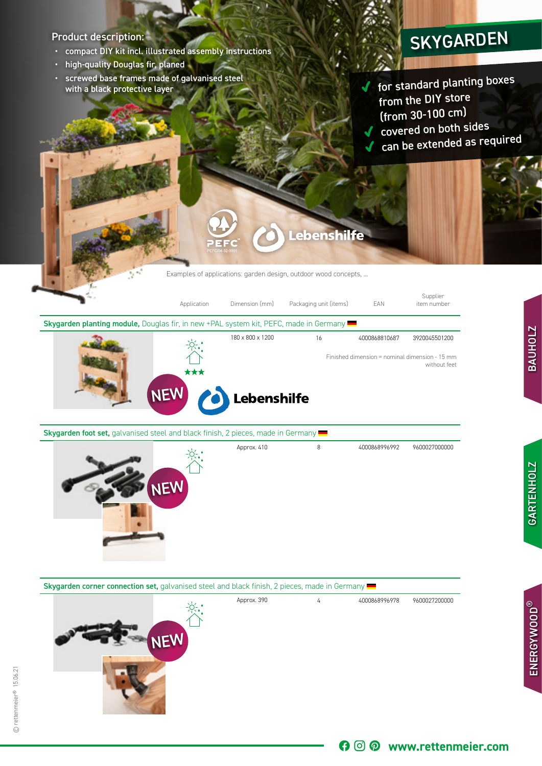# SKYGARDEN

## Product description:

- compact DIY kit incl. illustrated assembly instructions
- high-quality Douglas fir, planed
- screwed base frames made of galvanised steel with a black protective layer

✔ for standard planting boxes from the DIY store (from 30-100 cm)
✔ covered on both sides
✔ can be extended as required

PEFC  Lebenshilfe

Examples of applications: garden design, outdoor wood concepts, ...

| Application | Dimension (mm) | Packaging unit (items) | EAN | Supplier item number |
|---|---|---|---|---|
| **Skygarden planting module,** Douglas fir, in new +PAL system kit, PEFC, made in Germany | | | | |
| NEW ★★★ | 180 x 800 x 1200 | 16 | 4000868810687 | 3920045501200 |
| | | | Finished dimension = nominal dimension - 15 mm without feet | |
| **Skygarden foot set,** galvanised steel and black finish, 2 pieces, made in Germany | | | | |
| NEW | Approx. 410 | 8 | 4000868996992 | 9600027000000 |
| **Skygarden corner connection set,** galvanised steel and black finish, 2 pieces, made in Germany | | | | |
| NEW | Approx. 390 | 4 | 4000868996978 | 9600027200000 |

Lebenshilfe

BAUHOLZ | GARTENHOLZ | ENERGYWOOD®

© rettenmeier® 15.06.21

www.rettenmeier.com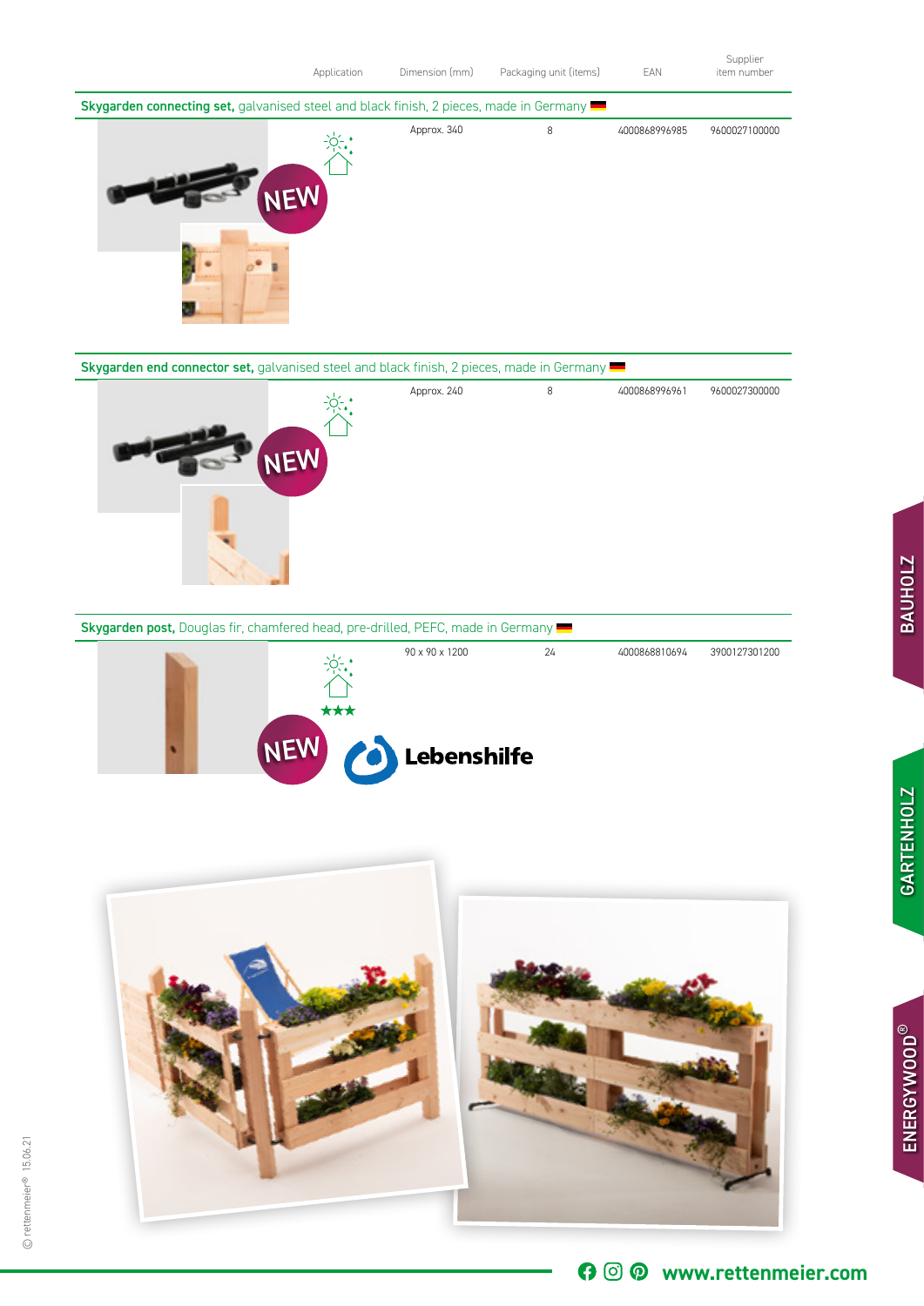| | Application | Dimension (mm) | Packaging unit (items) | EAN | Supplier item number |
|---|---|---|---|---|---|
| **Skygarden connecting set,** galvanised steel and black finish, 2 pieces, made in Germany | | | | | |
| NEW | | Approx. 340 | 8 | 4000868996985 | 9600027100000 |
| **Skygarden end connector set,** galvanised steel and black finish, 2 pieces, made in Germany | | | | | |
| NEW | | Approx. 240 | 8 | 4000868996961 | 9600027300000 |
| **Skygarden post,** Douglas fir, chamfered head, pre-drilled, PEFC, made in Germany | | | | | |
| NEW | ★★★ | 90 x 90 x 1200 | 24 | 4000868810694 | 3900127301200 |

Lebenshilfe

BAUHOLZ

GARTENHOLZ

ENERGYWOOD®

© rettenmeier® 15.06.21

www.rettenmeier.com